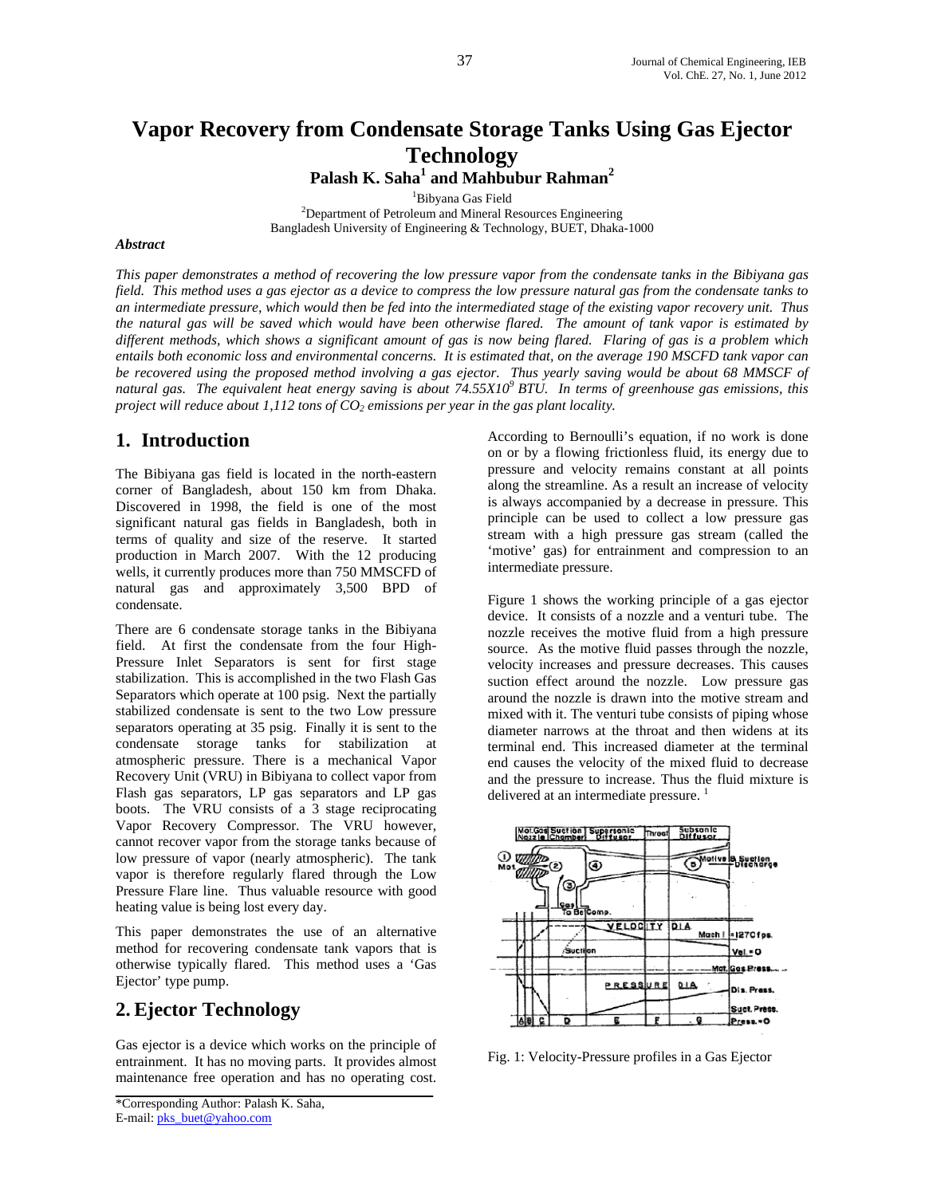# Vapor Recovery from Condensate Storage Tanks Using Gas Ejector Technology

**Palash K. Saha[1] and Mahbubur Rahman[2]**

[1]Bibiyana Gas Field
[2]Department of Petroleum and Mineral Resources Engineering
Bangladesh University of Engineering & Technology, BUET, Dhaka-1000

***Abstract***

*This paper demonstrates a method of recovering the low pressure vapor from the condensate tanks in the Bibiyana gas field. This method uses a gas ejector as a device to compress the low pressure natural gas from the condensate tanks to an intermediate pressure, which would then be fed into the intermediated stage of the existing vapor recovery unit. Thus the natural gas will be saved which would have been otherwise flared. The amount of tank vapor is estimated by different methods, which shows a significant amount of gas is now being flared. Flaring of gas is a problem which entails both economic loss and environmental concerns. It is estimated that, on the average 190 MSCFD tank vapor can be recovered using the proposed method involving a gas ejector. Thus yearly saving would be about 68 MMSCF of natural gas. The equivalent heat energy saving is about 74.55X10$^9$ BTU. In terms of greenhouse gas emissions, this project will reduce about 1,112 tons of $CO_2$ emissions per year in the gas plant locality.*

## 1. Introduction

The Bibiyana gas field is located in the north-eastern corner of Bangladesh, about 150 km from Dhaka. Discovered in 1998, the field is one of the most significant natural gas fields in Bangladesh, both in terms of quality and size of the reserve. It started production in March 2007. With the 12 producing wells, it currently produces more than 750 MMSCFD of natural gas and approximately 3,500 BPD of condensate.

There are 6 condensate storage tanks in the Bibiyana field. At first the condensate from the four High-Pressure Inlet Separators is sent for first stage stabilization. This is accomplished in the two Flash Gas Separators which operate at 100 psig. Next the partially stabilized condensate is sent to the two Low pressure separators operating at 35 psig. Finally it is sent to the condensate storage tanks for stabilization at atmospheric pressure. There is a mechanical Vapor Recovery Unit (VRU) in Bibiyana to collect vapor from Flash gas separators, LP gas separators and LP gas boots. The VRU consists of a 3 stage reciprocating Vapor Recovery Compressor. The VRU however, cannot recover vapor from the storage tanks because of low pressure of vapor (nearly atmospheric). The tank vapor is therefore regularly flared through the Low Pressure Flare line. Thus valuable resource with good heating value is being lost every day.

This paper demonstrates the use of an alternative method for recovering condensate tank vapors that is otherwise typically flared. This method uses a 'Gas Ejector' type pump.

## 2. Ejector Technology

Gas ejector is a device which works on the principle of entrainment. It has no moving parts. It provides almost maintenance free operation and has no operating cost. According to Bernoulli's equation, if no work is done on or by a flowing frictionless fluid, its energy due to pressure and velocity remains constant at all points along the streamline. As a result an increase of velocity is always accompanied by a decrease in pressure. This principle can be used to collect a low pressure gas stream with a high pressure gas stream (called the 'motive' gas) for entrainment and compression to an intermediate pressure.

Figure 1 shows the working principle of a gas ejector device. It consists of a nozzle and a venturi tube. The nozzle receives the motive fluid from a high pressure source. As the motive fluid passes through the nozzle, velocity increases and pressure decreases. This causes suction effect around the nozzle. Low pressure gas around the nozzle is drawn into the motive stream and mixed with it. The venturi tube consists of piping whose diameter narrows at the throat and then widens at its terminal end. This increased diameter at the terminal end causes the velocity of the mixed fluid to decrease and the pressure to increase. Thus the fluid mixture is delivered at an intermediate pressure. [1]

Fig. 1: Velocity-Pressure profiles in a Gas Ejector

*Corresponding Author: Palash K. Saha,
E-mail: pks_buet@yahoo.com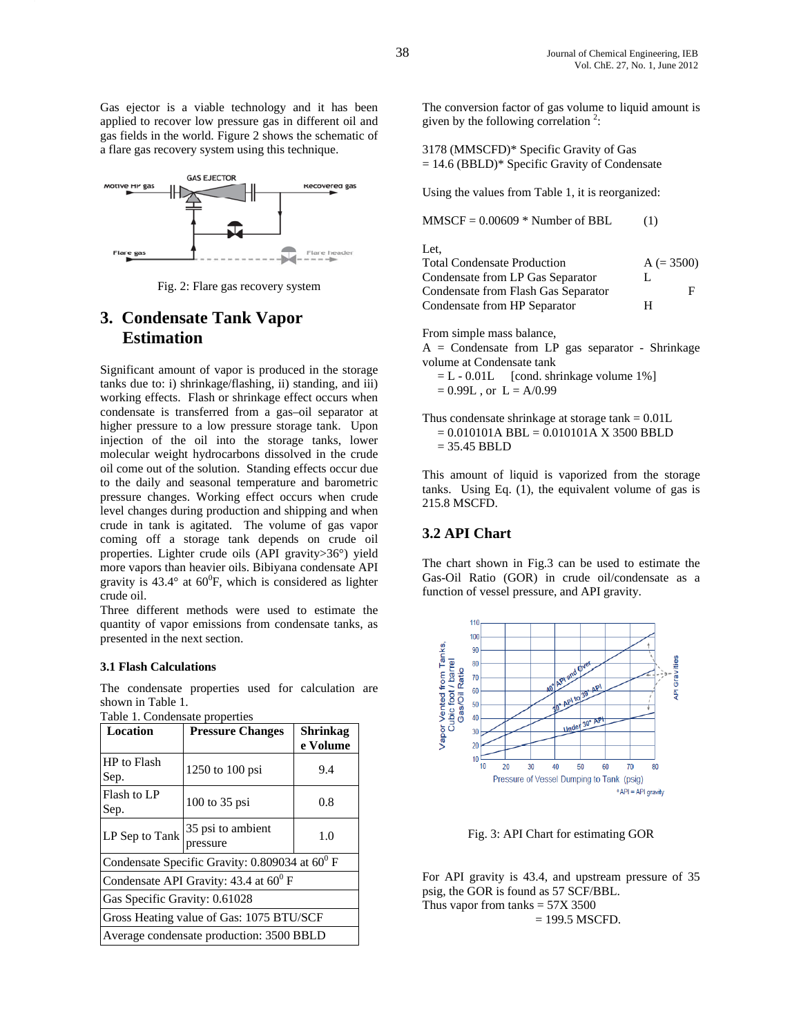Gas ejector is a viable technology and it has been applied to recover low pressure gas in different oil and gas fields in the world. Figure 2 shows the schematic of a flare gas recovery system using this technique.

Fig. 2: Flare gas recovery system

## 3. Condensate Tank Vapor Estimation

Significant amount of vapor is produced in the storage tanks due to: i) shrinkage/flashing, ii) standing, and iii) working effects. Flash or shrinkage effect occurs when condensate is transferred from a gas–oil separator at higher pressure to a low pressure storage tank. Upon injection of the oil into the storage tanks, lower molecular weight hydrocarbons dissolved in the crude oil come out of the solution. Standing effects occur due to the daily and seasonal temperature and barometric pressure changes. Working effect occurs when crude level changes during production and shipping and when crude in tank is agitated. The volume of gas vapor coming off a storage tank depends on crude oil properties. Lighter crude oils (API gravity>36°) yield more vapors than heavier oils. Bibiyana condensate API gravity is 43.4° at $60^0$F, which is considered as lighter crude oil.

Three different methods were used to estimate the quantity of vapor emissions from condensate tanks, as presented in the next section.

### 3.1 Flash Calculations

The condensate properties used for calculation are shown in Table 1.

Table 1. Condensate properties

| Location | Pressure Changes | Shrinkage Volume |
|---|---|---|
| HP to Flash Sep. | 1250 to 100 psi | 9.4 |
| Flash to LP Sep. | 100 to 35 psi | 0.8 |
| LP Sep to Tank | 35 psi to ambient pressure | 1.0 |
| Condensate Specific Gravity: 0.809034 at $60^0$ F | | |
| Condensate API Gravity: 43.4 at $60^0$ F | | |
| Gas Specific Gravity: 0.61028 | | |
| Gross Heating value of Gas: 1075 BTU/SCF | | |
| Average condensate production: 3500 BBLD | | |

The conversion factor of gas volume to liquid amount is given by the following correlation [2]:

3178 (MMSCFD)* Specific Gravity of Gas
= 14.6 (BBLD)* Specific Gravity of Condensate

Using the values from Table 1, it is reorganized:

MMSCF = 0.00609 * Number of BBL (1)

Let,

| | |
|---|---|
| Total Condensate Production | A (= 3500) |
| Condensate from LP Gas Separator | L |
| Condensate from Flash Gas Separator | F |
| Condensate from HP Separator | H |

From simple mass balance,
A = Condensate from LP gas separator - Shrinkage volume at Condensate tank
= L - 0.01L [cond. shrinkage volume 1%]
= 0.99L , or L = A/0.99

Thus condensate shrinkage at storage tank = 0.01L
= 0.010101A BBL = 0.010101A X 3500 BBLD
= 35.45 BBLD

This amount of liquid is vaporized from the storage tanks. Using Eq. (1), the equivalent volume of gas is 215.8 MSCFD.

### 3.2 API Chart

The chart shown in Fig.3 can be used to estimate the Gas-Oil Ratio (GOR) in crude oil/condensate as a function of vessel pressure, and API gravity.

Fig. 3: API Chart for estimating GOR

For API gravity is 43.4, and upstream pressure of 35 psig, the GOR is found as 57 SCF/BBL.
Thus vapor from tanks = 57X 3500
= 199.5 MSCFD.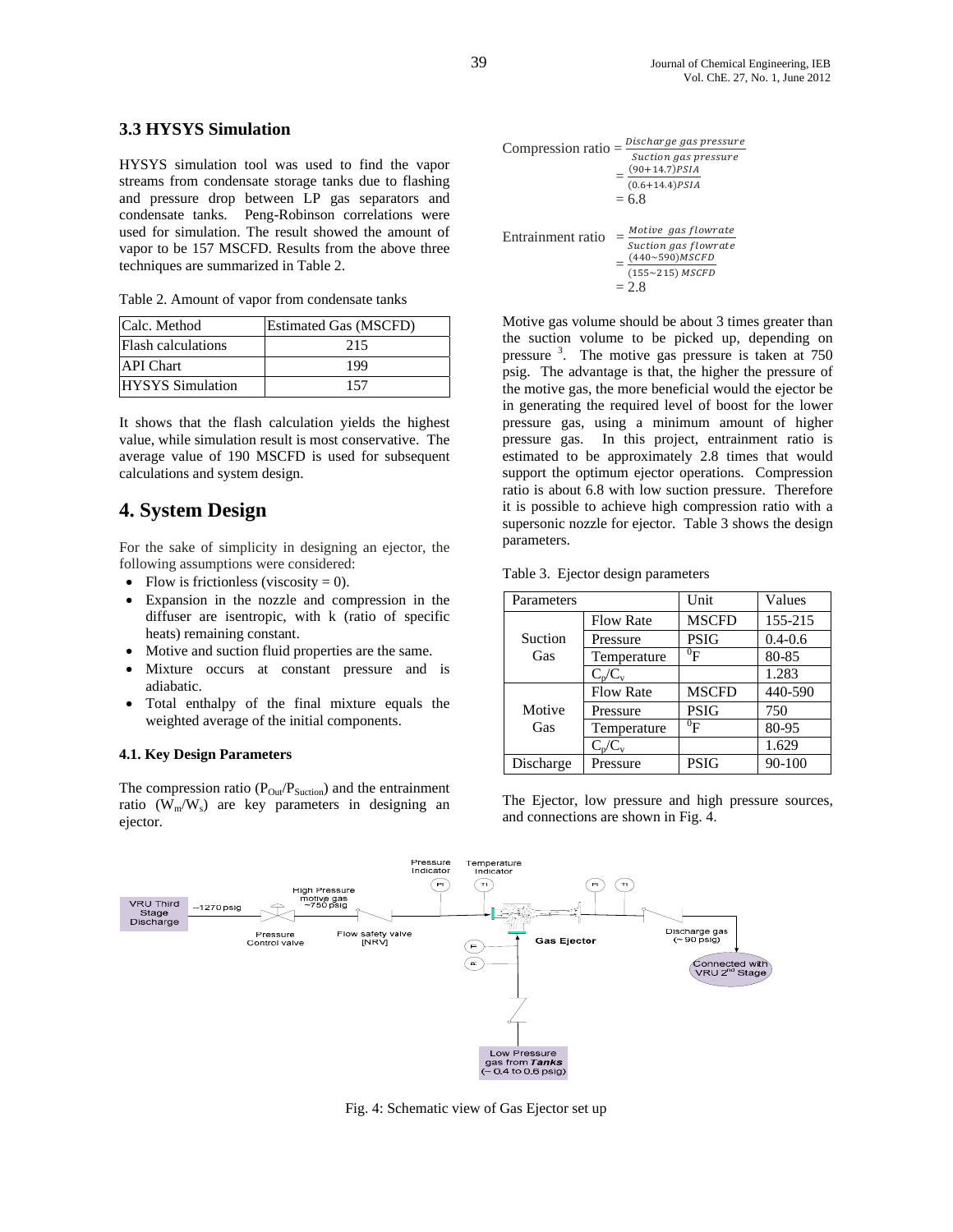### 3.3 HYSYS Simulation

HYSYS simulation tool was used to find the vapor streams from condensate storage tanks due to flashing and pressure drop between LP gas separators and condensate tanks. Peng-Robinson correlations were used for simulation. The result showed the amount of vapor to be 157 MSCFD. Results from the above three techniques are summarized in Table 2.

Table 2. Amount of vapor from condensate tanks

| Calc. Method | Estimated Gas (MSCFD) |
| --- | --- |
| Flash calculations | 215 |
| API Chart | 199 |
| HYSYS Simulation | 157 |

It shows that the flash calculation yields the highest value, while simulation result is most conservative. The average value of 190 MSCFD is used for subsequent calculations and system design.

## 4. System Design

For the sake of simplicity in designing an ejector, the following assumptions were considered:

- Flow is frictionless (viscosity = 0).
- Expansion in the nozzle and compression in the diffuser are isentropic, with k (ratio of specific heats) remaining constant.
- Motive and suction fluid properties are the same.
- Mixture occurs at constant pressure and is adiabatic.
- Total enthalpy of the final mixture equals the weighted average of the initial components.

#### 4.1. Key Design Parameters

The compression ratio ($P_{Out}/P_{Suction}$) and the entrainment ratio ($W_m/W_s$) are key parameters in designing an ejector.

$$\text{Compression ratio} = \frac{Discharge\ gas\ pressure}{Suction\ gas\ pressure} = \frac{(90+14.7)PSIA}{(0.6+14.4)PSIA} = 6.8$$

$$\text{Entrainment ratio} = \frac{Motive\ \ gas\ flowrate}{Suction\ gas\ flowrate} = \frac{(440\sim590)MSCFD}{(155\sim215)\ MSCFD} = 2.8$$

Motive gas volume should be about 3 times greater than the suction volume to be picked up, depending on pressure [3]. The motive gas pressure is taken at 750 psig. The advantage is that, the higher the pressure of the motive gas, the more beneficial would the ejector be in generating the required level of boost for the lower pressure gas, using a minimum amount of higher pressure gas. In this project, entrainment ratio is estimated to be approximately 2.8 times that would support the optimum ejector operations. Compression ratio is about 6.8 with low suction pressure. Therefore it is possible to achieve high compression ratio with a supersonic nozzle for ejector. Table 3 shows the design parameters.

Table 3. Ejector design parameters

| Parameters | | Unit | Values |
| --- | --- | --- | --- |
| Suction Gas | Flow Rate | MSCFD | 155-215 |
| | Pressure | PSIG | 0.4-0.6 |
| | Temperature | $^0$F | 80-85 |
| | $C_p/C_v$ | | 1.283 |
| Motive Gas | Flow Rate | MSCFD | 440-590 |
| | Pressure | PSIG | 750 |
| | Temperature | $^0$F | 80-95 |
| | $C_p/C_v$ | | 1.629 |
| Discharge | Pressure | PSIG | 90-100 |

The Ejector, low pressure and high pressure sources, and connections are shown in Fig. 4.

Fig. 4: Schematic view of Gas Ejector set up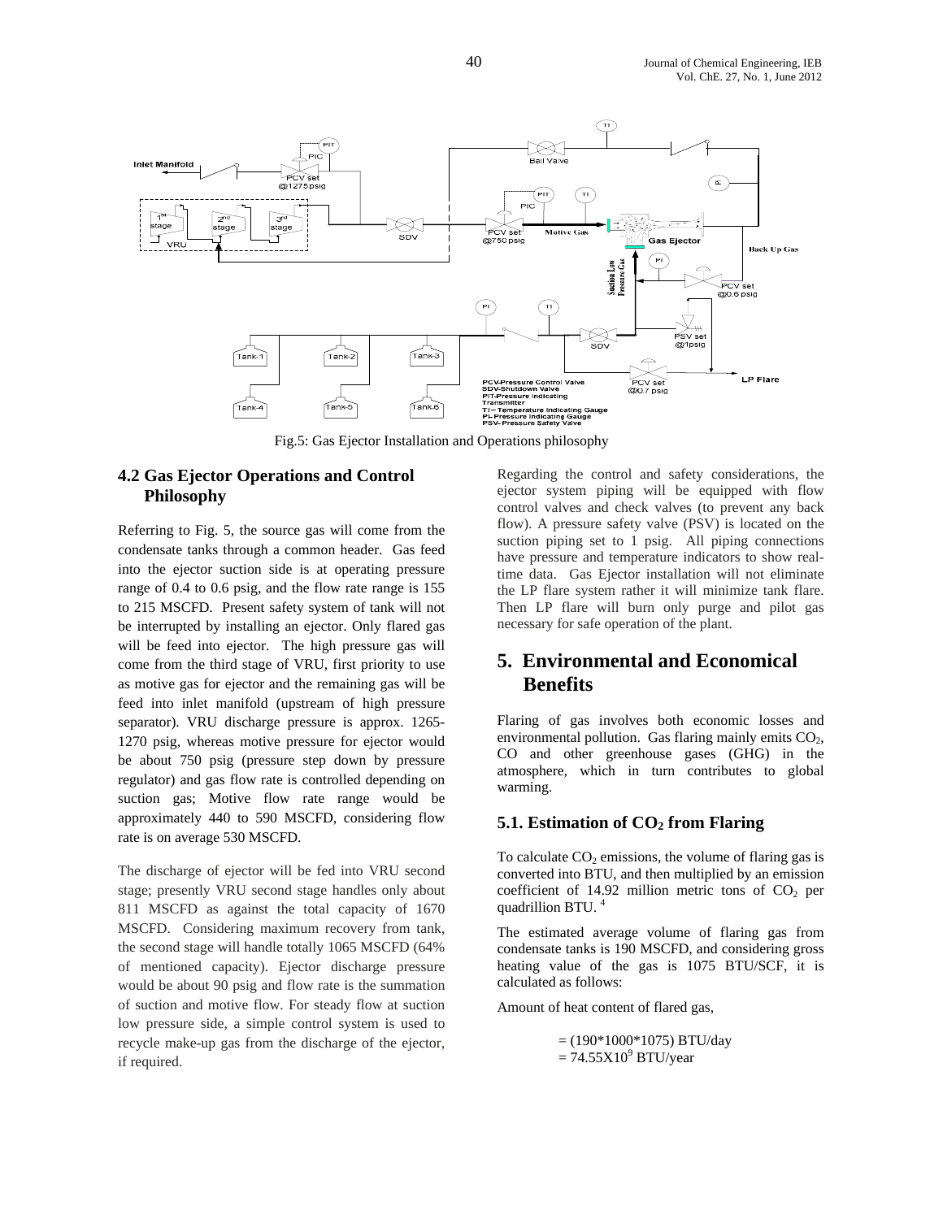Fig.5: Gas Ejector Installation and Operations philosophy

### 4.2 Gas Ejector Operations and Control Philosophy

Referring to Fig. 5, the source gas will come from the condensate tanks through a common header. Gas feed into the ejector suction side is at operating pressure range of 0.4 to 0.6 psig, and the flow rate range is 155 to 215 MSCFD. Present safety system of tank will not be interrupted by installing an ejector. Only flared gas will be feed into ejector. The high pressure gas will come from the third stage of VRU, first priority to use as motive gas for ejector and the remaining gas will be feed into inlet manifold (upstream of high pressure separator). VRU discharge pressure is approx. 1265-1270 psig, whereas motive pressure for ejector would be about 750 psig (pressure step down by pressure regulator) and gas flow rate is controlled depending on suction gas; Motive flow rate range would be approximately 440 to 590 MSCFD, considering flow rate is on average 530 MSCFD.

The discharge of ejector will be fed into VRU second stage; presently VRU second stage handles only about 811 MSCFD as against the total capacity of 1670 MSCFD. Considering maximum recovery from tank, the second stage will handle totally 1065 MSCFD (64% of mentioned capacity). Ejector discharge pressure would be about 90 psig and flow rate is the summation of suction and motive flow. For steady flow at suction low pressure side, a simple control system is used to recycle make-up gas from the discharge of the ejector, if required.

Regarding the control and safety considerations, the ejector system piping will be equipped with flow control valves and check valves (to prevent any back flow). A pressure safety valve (PSV) is located on the suction piping set to 1 psig. All piping connections have pressure and temperature indicators to show real-time data. Gas Ejector installation will not eliminate the LP flare system rather it will minimize tank flare. Then LP flare will burn only purge and pilot gas necessary for safe operation of the plant.

## 5. Environmental and Economical Benefits

Flaring of gas involves both economic losses and environmental pollution. Gas flaring mainly emits $CO_2$, CO and other greenhouse gases (GHG) in the atmosphere, which in turn contributes to global warming.

### 5.1. Estimation of $CO_2$ from Flaring

To calculate $CO_2$ emissions, the volume of flaring gas is converted into BTU, and then multiplied by an emission coefficient of 14.92 million metric tons of $CO_2$ per quadrillion BTU. [4]

The estimated average volume of flaring gas from condensate tanks is 190 MSCFD, and considering gross heating value of the gas is 1075 BTU/SCF, it is calculated as follows:

Amount of heat content of flared gas,

$$= (190*1000*1075) \text{ BTU/day}$$
$$= 74.55 \times 10^9 \text{ BTU/year}$$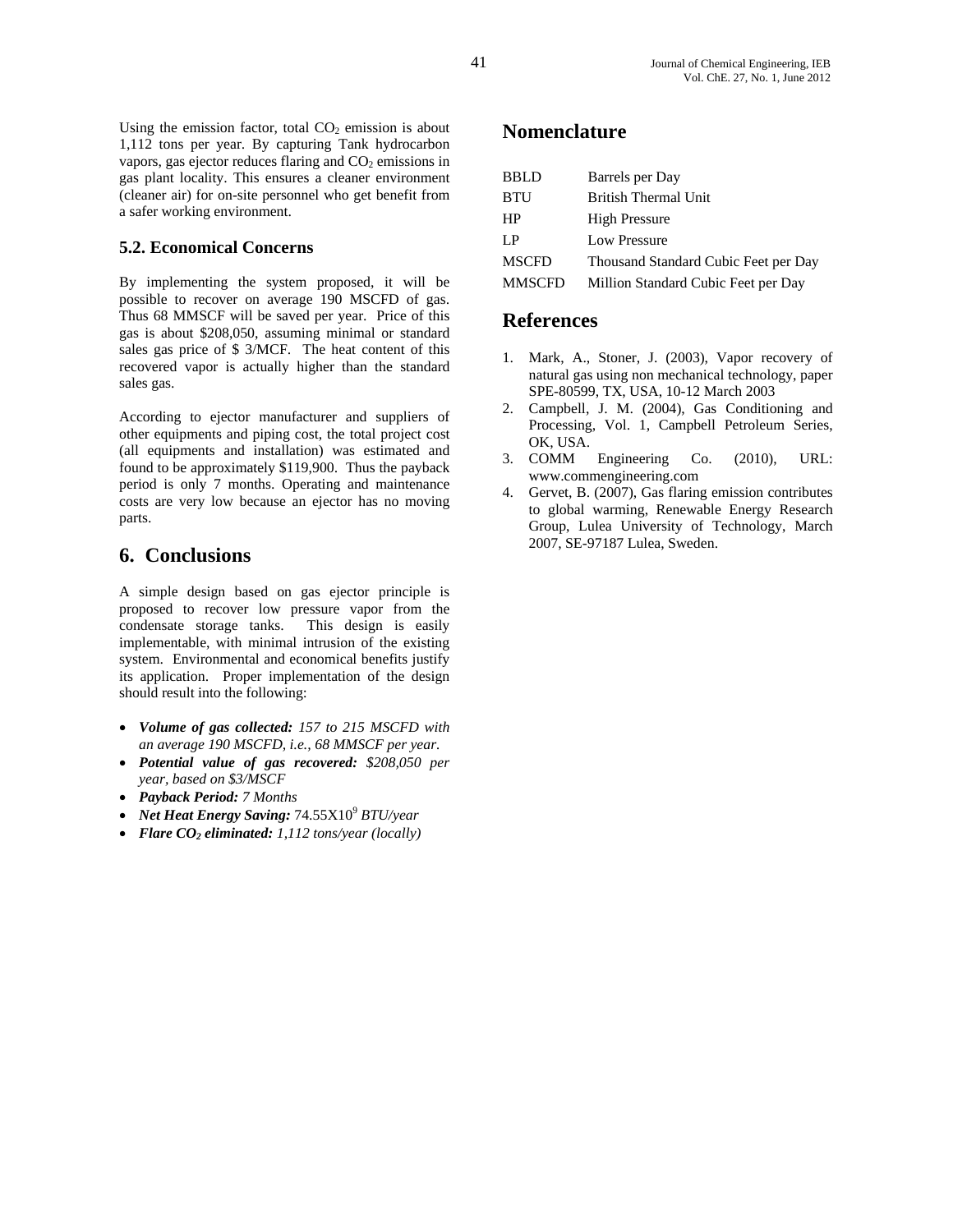Using the emission factor, total $CO_2$ emission is about 1,112 tons per year. By capturing Tank hydrocarbon vapors, gas ejector reduces flaring and $CO_2$ emissions in gas plant locality. This ensures a cleaner environment (cleaner air) for on-site personnel who get benefit from a safer working environment.

### 5.2. Economical Concerns

By implementing the system proposed, it will be possible to recover on average 190 MSCFD of gas. Thus 68 MMSCF will be saved per year. Price of this gas is about $208,050, assuming minimal or standard sales gas price of $ 3/MCF. The heat content of this recovered vapor is actually higher than the standard sales gas.

According to ejector manufacturer and suppliers of other equipments and piping cost, the total project cost (all equipments and installation) was estimated and found to be approximately $119,900. Thus the payback period is only 7 months. Operating and maintenance costs are very low because an ejector has no moving parts.

## 6. Conclusions

A simple design based on gas ejector principle is proposed to recover low pressure vapor from the condensate storage tanks. This design is easily implementable, with minimal intrusion of the existing system. Environmental and economical benefits justify its application. Proper implementation of the design should result into the following:

- ***Volume of gas collected:*** *157 to 215 MSCFD with an average 190 MSCFD, i.e., 68 MMSCF per year*.
- ***Potential value of gas recovered:*** *$208,050 per year, based on $3/MSCF*
- ***Payback Period:*** *7 Months*
- ***Net Heat Energy Saving:*** $74.55 \times 10^9$ *BTU/year*
- ***Flare $CO_2$ eliminated:*** *1,112 tons/year (locally)*

## Nomenclature

| | |
|---|---|
| BBLD | Barrels per Day |
| BTU | British Thermal Unit |
| HP | High Pressure |
| LP | Low Pressure |
| MSCFD | Thousand Standard Cubic Feet per Day |
| MMSCFD | Million Standard Cubic Feet per Day |

## References

1. Mark, A., Stoner, J. (2003), Vapor recovery of natural gas using non mechanical technology, paper SPE-80599, TX, USA, 10-12 March 2003
2. Campbell, J. M. (2004), Gas Conditioning and Processing, Vol. 1, Campbell Petroleum Series, OK, USA.
3. COMM Engineering Co. (2010), URL: www.commengineering.com
4. Gervet, B. (2007), Gas flaring emission contributes to global warming, Renewable Energy Research Group, Lulea University of Technology, March 2007, SE-97187 Lulea, Sweden.